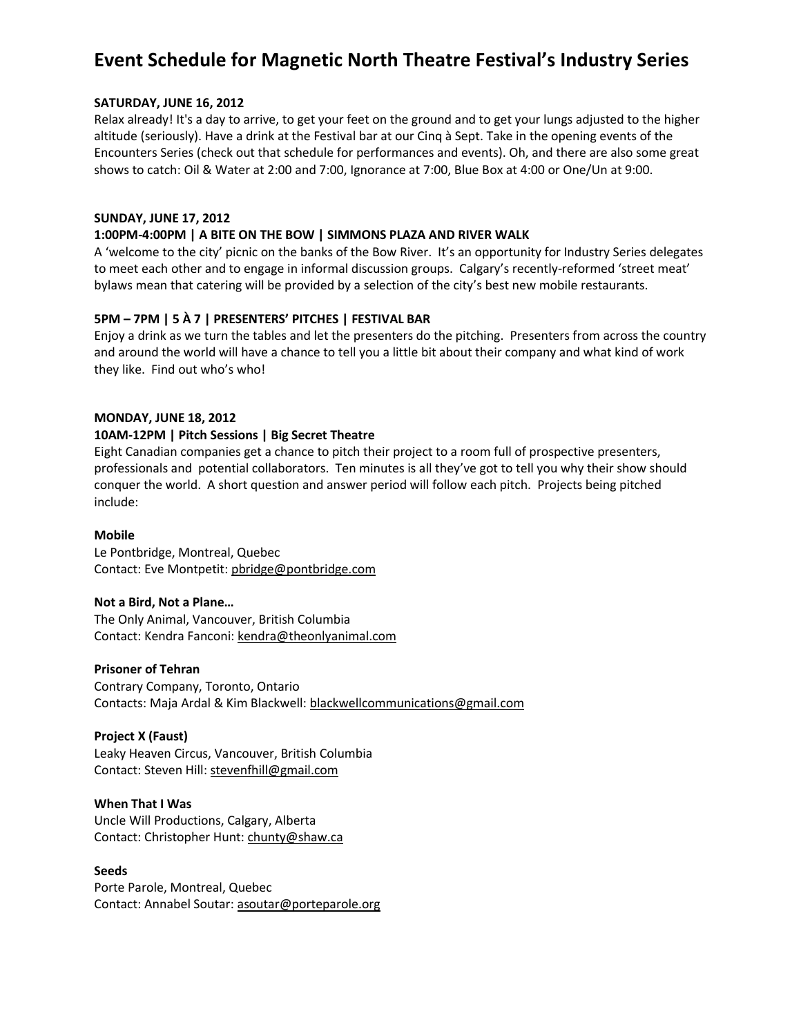# Event Schedule for Magnetic North Theatre Festival's Industry Series

**SATURDAY, JUNE 16, 2012**

Relax already! It's a day to arrive, to get your feet on the ground and to get your lungs adjusted to the higher altitude (seriously). Have a drink at the Festival bar at our Cinq à Sept. Take in the opening events of the Encounters Series (check out that schedule for performances and events). Oh, and there are also some great shows to catch: Oil & Water at 2:00 and 7:00, Ignorance at 7:00, Blue Box at 4:00 or One/Un at 9:00.

**SUNDAY, JUNE 17, 2012**

**1:00PM-4:00PM | A BITE ON THE BOW | SIMMONS PLAZA AND RIVER WALK**

A 'welcome to the city' picnic on the banks of the Bow River. It's an opportunity for Industry Series delegates to meet each other and to engage in informal discussion groups. Calgary's recently-reformed 'street meat' bylaws mean that catering will be provided by a selection of the city's best new mobile restaurants.

**5PM – 7PM | 5 À 7 | PRESENTERS' PITCHES | FESTIVAL BAR**

Enjoy a drink as we turn the tables and let the presenters do the pitching. Presenters from across the country and around the world will have a chance to tell you a little bit about their company and what kind of work they like. Find out who's who!

**MONDAY, JUNE 18, 2012**

**10AM-12PM | Pitch Sessions | Big Secret Theatre**

Eight Canadian companies get a chance to pitch their project to a room full of prospective presenters, professionals and potential collaborators. Ten minutes is all they've got to tell you why their show should conquer the world. A short question and answer period will follow each pitch. Projects being pitched include:

**Mobile**
Le Pontbridge, Montreal, Quebec
Contact: Eve Montpetit: pbridge@pontbridge.com

**Not a Bird, Not a Plane…**
The Only Animal, Vancouver, British Columbia
Contact: Kendra Fanconi: kendra@theonlyanimal.com

**Prisoner of Tehran**
Contrary Company, Toronto, Ontario
Contacts: Maja Ardal & Kim Blackwell: blackwellcommunications@gmail.com

**Project X (Faust)**
Leaky Heaven Circus, Vancouver, British Columbia
Contact: Steven Hill: stevenfhill@gmail.com

**When That I Was**
Uncle Will Productions, Calgary, Alberta
Contact: Christopher Hunt: chunty@shaw.ca

**Seeds**
Porte Parole, Montreal, Quebec
Contact: Annabel Soutar: asoutar@porteparole.org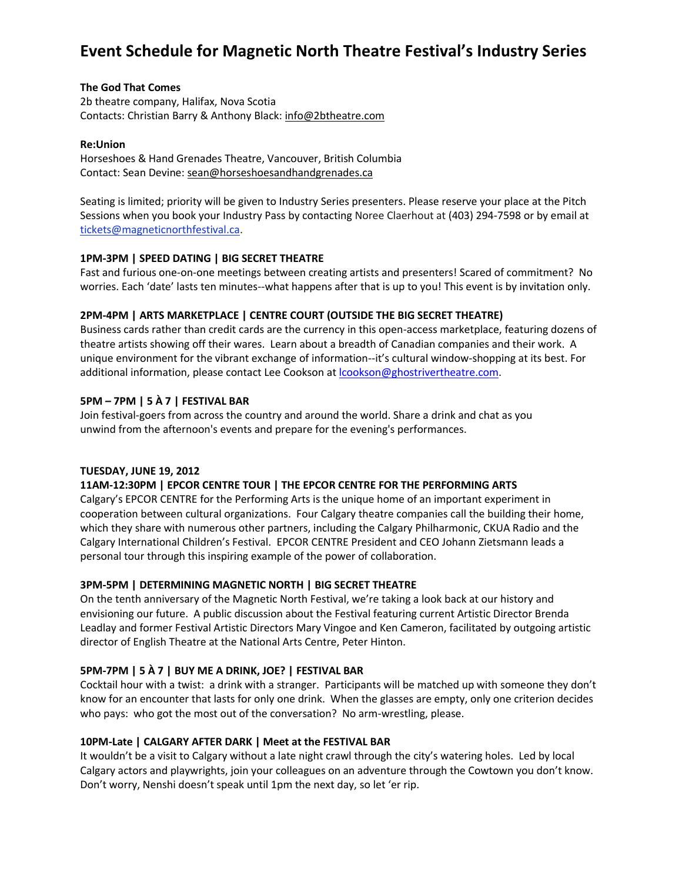# Event Schedule for Magnetic North Theatre Festival's Industry Series

**The God That Comes**
2b theatre company, Halifax, Nova Scotia
Contacts: Christian Barry & Anthony Black: info@2btheatre.com

**Re:Union**
Horseshoes & Hand Grenades Theatre, Vancouver, British Columbia
Contact: Sean Devine: sean@horseshoesandhandgrenades.ca

Seating is limited; priority will be given to Industry Series presenters. Please reserve your place at the Pitch Sessions when you book your Industry Pass by contacting Noree Claerhout at (403) 294-7598 or by email at tickets@magneticnorthfestival.ca.

**1PM-3PM | SPEED DATING | BIG SECRET THEATRE**
Fast and furious one-on-one meetings between creating artists and presenters! Scared of commitment? No worries. Each 'date' lasts ten minutes--what happens after that is up to you! This event is by invitation only.

**2PM-4PM | ARTS MARKETPLACE | CENTRE COURT (OUTSIDE THE BIG SECRET THEATRE)**
Business cards rather than credit cards are the currency in this open-access marketplace, featuring dozens of theatre artists showing off their wares. Learn about a breadth of Canadian companies and their work. A unique environment for the vibrant exchange of information--it's cultural window-shopping at its best. For additional information, please contact Lee Cookson at lcookson@ghostrivertheatre.com.

**5PM – 7PM | 5 À 7 | FESTIVAL BAR**
Join festival-goers from across the country and around the world. Share a drink and chat as you unwind from the afternoon's events and prepare for the evening's performances.

**TUESDAY, JUNE 19, 2012**

**11AM-12:30PM | EPCOR CENTRE TOUR | THE EPCOR CENTRE FOR THE PERFORMING ARTS**
Calgary's EPCOR CENTRE for the Performing Arts is the unique home of an important experiment in cooperation between cultural organizations. Four Calgary theatre companies call the building their home, which they share with numerous other partners, including the Calgary Philharmonic, CKUA Radio and the Calgary International Children's Festival. EPCOR CENTRE President and CEO Johann Zietsmann leads a personal tour through this inspiring example of the power of collaboration.

**3PM-5PM | DETERMINING MAGNETIC NORTH | BIG SECRET THEATRE**
On the tenth anniversary of the Magnetic North Festival, we're taking a look back at our history and envisioning our future. A public discussion about the Festival featuring current Artistic Director Brenda Leadlay and former Festival Artistic Directors Mary Vingoe and Ken Cameron, facilitated by outgoing artistic director of English Theatre at the National Arts Centre, Peter Hinton.

**5PM-7PM | 5 À 7 | BUY ME A DRINK, JOE? | FESTIVAL BAR**
Cocktail hour with a twist: a drink with a stranger. Participants will be matched up with someone they don't know for an encounter that lasts for only one drink. When the glasses are empty, only one criterion decides who pays: who got the most out of the conversation? No arm-wrestling, please.

**10PM-Late | CALGARY AFTER DARK | Meet at the FESTIVAL BAR**
It wouldn't be a visit to Calgary without a late night crawl through the city's watering holes. Led by local Calgary actors and playwrights, join your colleagues on an adventure through the Cowtown you don't know. Don't worry, Nenshi doesn't speak until 1pm the next day, so let 'er rip.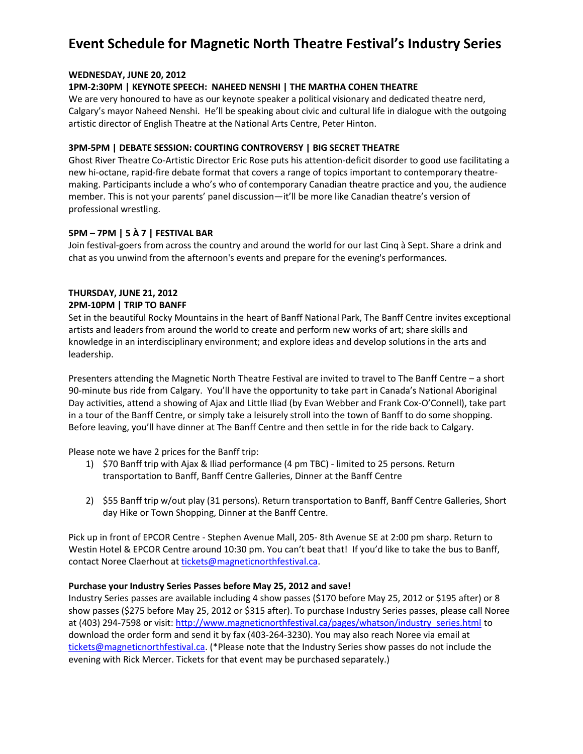# Event Schedule for Magnetic North Theatre Festival's Industry Series

**WEDNESDAY, JUNE 20, 2012**

**1PM-2:30PM | KEYNOTE SPEECH: NAHEED NENSHI | THE MARTHA COHEN THEATRE**

We are very honoured to have as our keynote speaker a political visionary and dedicated theatre nerd, Calgary's mayor Naheed Nenshi. He'll be speaking about civic and cultural life in dialogue with the outgoing artistic director of English Theatre at the National Arts Centre, Peter Hinton.

**3PM-5PM | DEBATE SESSION: COURTING CONTROVERSY | BIG SECRET THEATRE**

Ghost River Theatre Co-Artistic Director Eric Rose puts his attention-deficit disorder to good use facilitating a new hi-octane, rapid-fire debate format that covers a range of topics important to contemporary theatre-making. Participants include a who's who of contemporary Canadian theatre practice and you, the audience member. This is not your parents' panel discussion—it'll be more like Canadian theatre's version of professional wrestling.

**5PM – 7PM | 5 À 7 | FESTIVAL BAR**

Join festival-goers from across the country and around the world for our last Cinq à Sept. Share a drink and chat as you unwind from the afternoon's events and prepare for the evening's performances.

**THURSDAY, JUNE 21, 2012**

**2PM-10PM | TRIP TO BANFF**

Set in the beautiful Rocky Mountains in the heart of Banff National Park, The Banff Centre invites exceptional artists and leaders from around the world to create and perform new works of art; share skills and knowledge in an interdisciplinary environment; and explore ideas and develop solutions in the arts and leadership.

Presenters attending the Magnetic North Theatre Festival are invited to travel to The Banff Centre – a short 90-minute bus ride from Calgary. You'll have the opportunity to take part in Canada's National Aboriginal Day activities, attend a showing of Ajax and Little Iliad (by Evan Webber and Frank Cox-O'Connell), take part in a tour of the Banff Centre, or simply take a leisurely stroll into the town of Banff to do some shopping. Before leaving, you'll have dinner at The Banff Centre and then settle in for the ride back to Calgary.

Please note we have 2 prices for the Banff trip:

1) $70 Banff trip with Ajax & Iliad performance (4 pm TBC) - limited to 25 persons. Return transportation to Banff, Banff Centre Galleries, Dinner at the Banff Centre

2) $55 Banff trip w/out play (31 persons). Return transportation to Banff, Banff Centre Galleries, Short day Hike or Town Shopping, Dinner at the Banff Centre.

Pick up in front of EPCOR Centre - Stephen Avenue Mall, 205- 8th Avenue SE at 2:00 pm sharp. Return to Westin Hotel & EPCOR Centre around 10:30 pm. You can't beat that! If you'd like to take the bus to Banff, contact Noree Claerhout at tickets@magneticnorthfestival.ca.

**Purchase your Industry Series Passes before May 25, 2012 and save!**

Industry Series passes are available including 4 show passes ($170 before May 25, 2012 or $195 after) or 8 show passes ($275 before May 25, 2012 or $315 after). To purchase Industry Series passes, please call Noree at (403) 294-7598 or visit: http://www.magneticnorthfestival.ca/pages/whatson/industry_series.html to download the order form and send it by fax (403-264-3230). You may also reach Noree via email at tickets@magneticnorthfestival.ca. (*Please note that the Industry Series show passes do not include the evening with Rick Mercer. Tickets for that event may be purchased separately.)